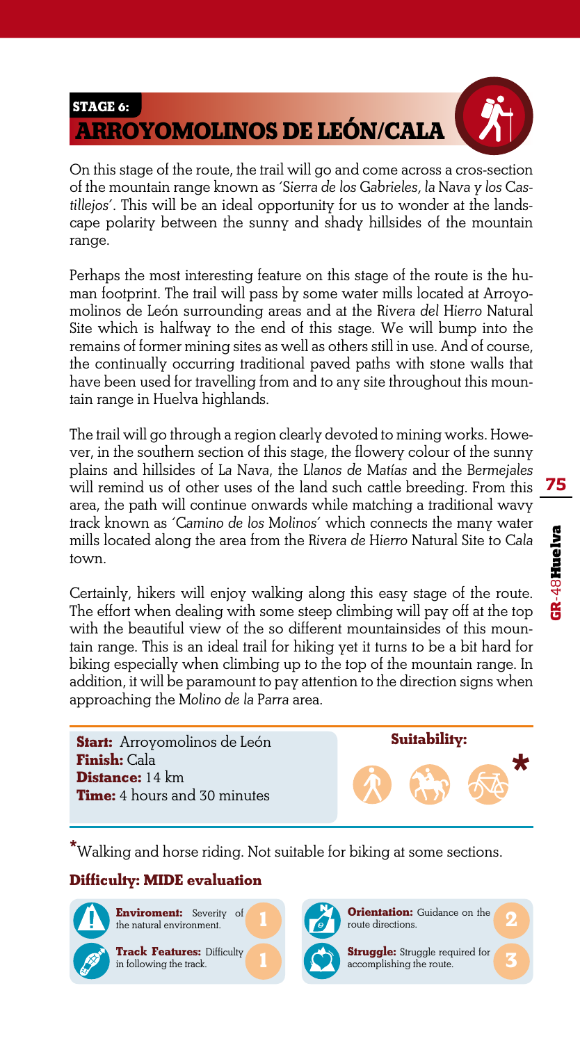## STAGE 6:
# ARROYOMOLINOS DE LEÓN/CALA

On this stage of the route, the trail will go and come across a cros-section of the mountain range known as *'Sierra de los Gabrieles, la Nava y los Castillejos'*. This will be an ideal opportunity for us to wonder at the landscape polarity between the sunny and shady hillsides of the mountain range.

Perhaps the most interesting feature on this stage of the route is the human footprint. The trail will pass by some water mills located at Arroyomolinos de León surrounding areas and at the *Rivera del Hierro* Natural Site which is halfway to the end of this stage. We will bump into the remains of former mining sites as well as others still in use. And of course, the continually occurring traditional paved paths with stone walls that have been used for travelling from and to any site throughout this mountain range in Huelva highlands.

The trail will go through a region clearly devoted to mining works. However, in the southern section of this stage, the flowery colour of the sunny plains and hillsides of *La Nava*, the *Llanos de Matías* and the *Bermejales* will remind us of other uses of the land such cattle breeding. From this area, the path will continue onwards while matching a traditional wavy track known as *'Camino de los Molinos'* which connects the many water mills located along the area from the *Rivera de Hierro* Natural Site to *Cala* town.

Certainly, hikers will enjoy walking along this easy stage of the route. The effort when dealing with some steep climbing will pay off at the top with the beautiful view of the so different mountainsides of this mountain range. This is an ideal trail for hiking yet it turns to be a bit hard for biking especially when climbing up to the top of the mountain range. In addition, it will be paramount to pay attention to the direction signs when approaching the *Molino de la Parra* area.

**Start:** Arroyomolinos de León
**Finish:** Cala
**Distance:** 14 km
**Time:** 4 hours and 30 minutes

**Suitability:** *

*Walking and horse riding. Not suitable for biking at some sections.

### Difficulty: MIDE evaluation

| Criterion | Description | Score |
|---|---|---|
| **Enviroment:** | Severity of the natural environment. | 1 |
| **Track Features:** | Difficulty in following the track. | 1 |
| **Orientation:** | Guidance on the route directions. | 2 |
| **Struggle:** | Struggle required for accomplishing the route. | 3 |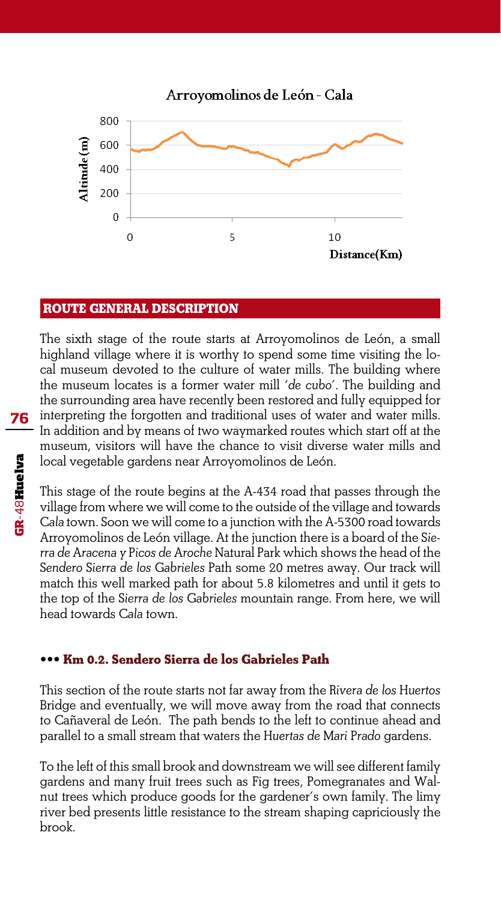## ROUTE GENERAL DESCRIPTION

The sixth stage of the route starts at Arroyomolinos de León, a small highland village where it is worthy to spend some time visiting the local museum devoted to the culture of water mills. The building where the museum locates is a former water mill *'de cubo'*. The building and the surrounding area have recently been restored and fully equipped for interpreting the forgotten and traditional uses of water and water mills. In addition and by means of two waymarked routes which start off at the museum, visitors will have the chance to visit diverse water mills and local vegetable gardens near Arroyomolinos de León.

This stage of the route begins at the A-434 road that passes through the village from where we will come to the outside of the village and towards *Cala* town. Soon we will come to a junction with the A-5300 road towards Arroyomolinos de León village. At the junction there is a board of the *Sierra de Aracena y Picos de Aroche* Natural Park which shows the head of the *Sendero Sierra de los Gabrieles* Path some 20 metres away. Our track will match this well marked path for about 5.8 kilometres and until it gets to the top of the *Sierra de los Gabrieles* mountain range. From here, we will head towards *Cala* town.

### ••• Km 0.2. Sendero Sierra de los Gabrieles Path

This section of the route starts not far away from the *Rivera de los Huertos* Bridge and eventually, we will move away from the road that connects to Cañaveral de León. The path bends to the left to continue ahead and parallel to a small stream that waters the *Huertas de Mari Prado* gardens.

To the left of this small brook and downstream we will see different family gardens and many fruit trees such as Fig trees, Pomegranates and Walnut trees which produce goods for the gardener's own family. The limy river bed presents little resistance to the stream shaping capriciously the brook.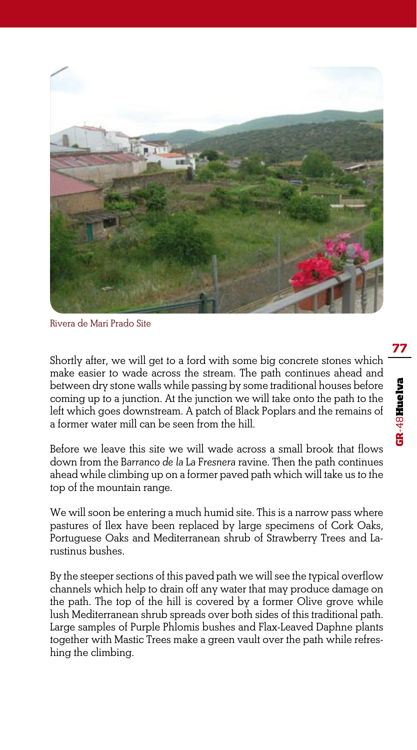Rivera de Mari Prado Site

Shortly after, we will get to a ford with some big concrete stones which make easier to wade across the stream. The path continues ahead and between dry stone walls while passing by some traditional houses before coming up to a junction. At the junction we will take onto the path to the left which goes downstream. A patch of Black Poplars and the remains of a former water mill can be seen from the hill.

Before we leave this site we will wade across a small brook that flows down from the B*arranco de la* La F*resnera* ravine. Then the path continues ahead while climbing up on a former paved path which will take us to the top of the mountain range.

We will soon be entering a much humid site. This is a narrow pass where pastures of Ilex have been replaced by large specimens of Cork Oaks, Portuguese Oaks and Mediterranean shrub of Strawberry Trees and Larustinus bushes.

By the steeper sections of this paved path we will see the typical overflow channels which help to drain off any water that may produce damage on the path. The top of the hill is covered by a former Olive grove while lush Mediterranean shrub spreads over both sides of this traditional path. Large samples of Purple Phlomis bushes and Flax-Leaved Daphne plants together with Mastic Trees make a green vault over the path while refreshing the climbing.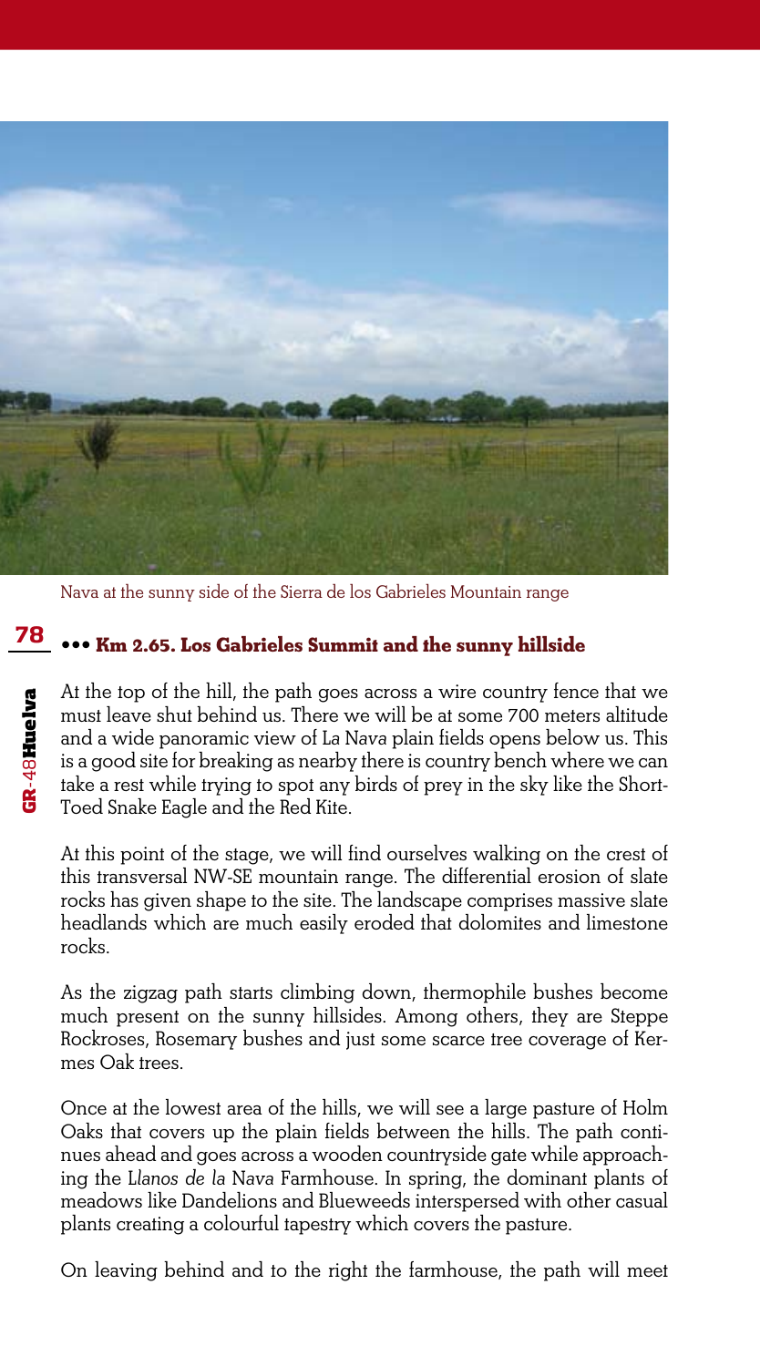Nava at the sunny side of the Sierra de los Gabrieles Mountain range

### ••• Km 2.65. Los Gabrieles Summit and the sunny hillside

At the top of the hill, the path goes across a wire country fence that we must leave shut behind us. There we will be at some 700 meters altitude and a wide panoramic view of *La Nava* plain fields opens below us. This is a good site for breaking as nearby there is country bench where we can take a rest while trying to spot any birds of prey in the sky like the Short-Toed Snake Eagle and the Red Kite.

At this point of the stage, we will find ourselves walking on the crest of this transversal NW-SE mountain range. The differential erosion of slate rocks has given shape to the site. The landscape comprises massive slate headlands which are much easily eroded that dolomites and limestone rocks.

As the zigzag path starts climbing down, thermophile bushes become much present on the sunny hillsides. Among others, they are Steppe Rockroses, Rosemary bushes and just some scarce tree coverage of Kermes Oak trees.

Once at the lowest area of the hills, we will see a large pasture of Holm Oaks that covers up the plain fields between the hills. The path continues ahead and goes across a wooden countryside gate while approaching the *Llanos de la Nava* Farmhouse. In spring, the dominant plants of meadows like Dandelions and Blueweeds interspersed with other casual plants creating a colourful tapestry which covers the pasture.

On leaving behind and to the right the farmhouse, the path will meet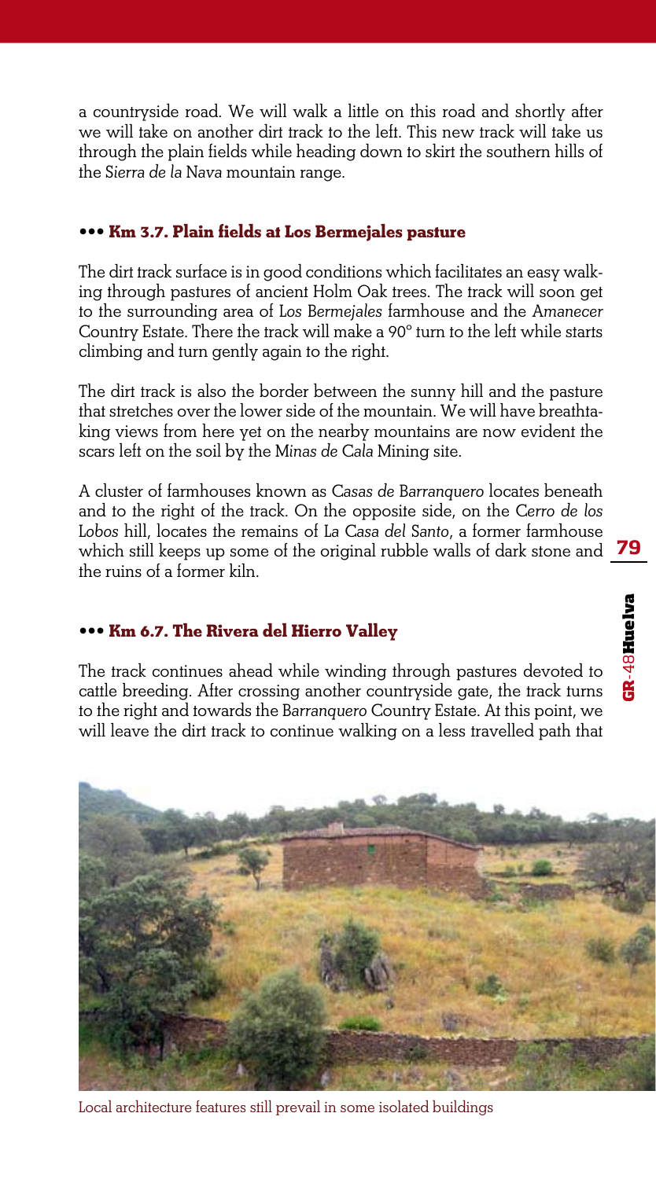a countryside road. We will walk a little on this road and shortly after we will take on another dirt track to the left. This new track will take us through the plain fields while heading down to skirt the southern hills of the *Sierra de la Nava* mountain range.

### ••• Km 3.7. Plain fields at Los Bermejales pasture

The dirt track surface is in good conditions which facilitates an easy walking through pastures of ancient Holm Oak trees. The track will soon get to the surrounding area of *Los Bermejales* farmhouse and the *Amanecer* Country Estate. There the track will make a 90° turn to the left while starts climbing and turn gently again to the right.

The dirt track is also the border between the sunny hill and the pasture that stretches over the lower side of the mountain. We will have breathtaking views from here yet on the nearby mountains are now evident the scars left on the soil by the *Minas de Cala* Mining site.

A cluster of farmhouses known as *Casas de Barranquero* locates beneath and to the right of the track. On the opposite side, on the *Cerro de los Lobos* hill, locates the remains of *La Casa del Santo*, a former farmhouse which still keeps up some of the original rubble walls of dark stone and the ruins of a former kiln.

### ••• Km 6.7. The Rivera del Hierro Valley

The track continues ahead while winding through pastures devoted to cattle breeding. After crossing another countryside gate, the track turns to the right and towards the *Barranquero* Country Estate. At this point, we will leave the dirt track to continue walking on a less travelled path that

Local architecture features still prevail in some isolated buildings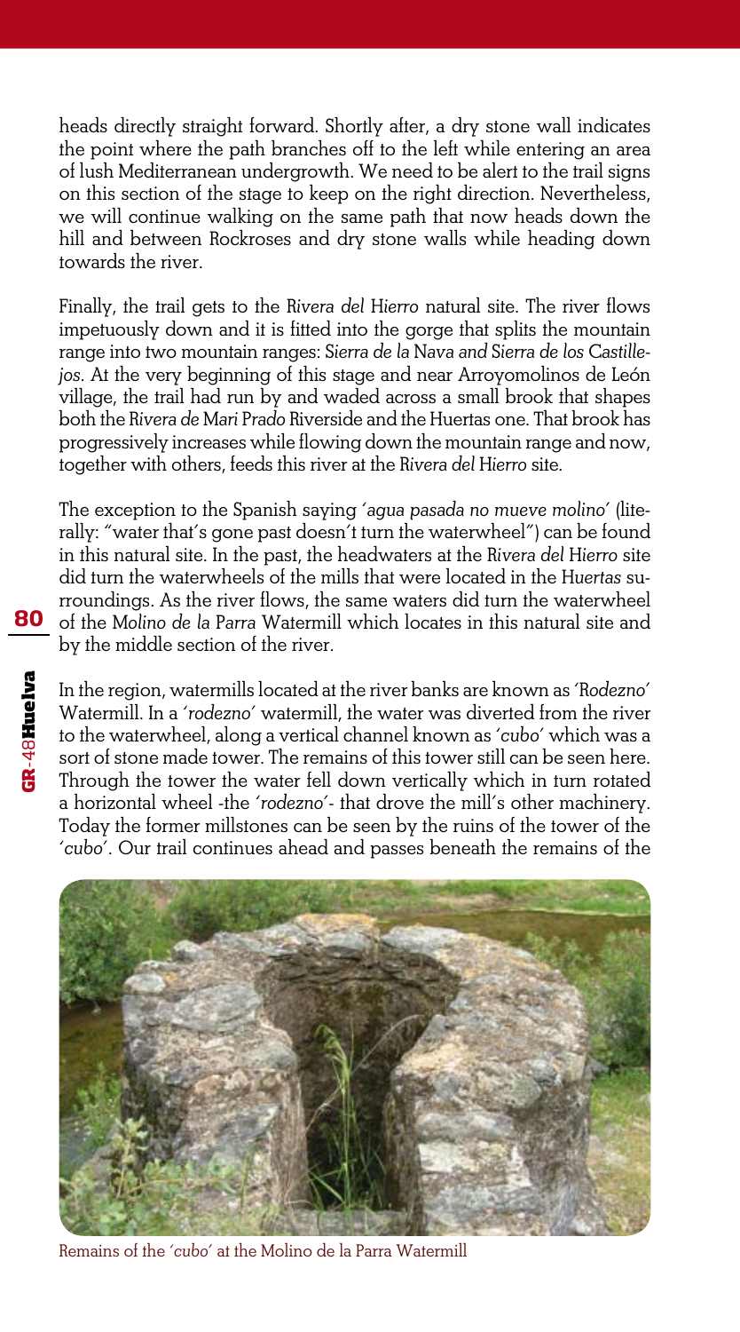heads directly straight forward. Shortly after, a dry stone wall indicates the point where the path branches off to the left while entering an area of lush Mediterranean undergrowth. We need to be alert to the trail signs on this section of the stage to keep on the right direction. Nevertheless, we will continue walking on the same path that now heads down the hill and between Rockroses and dry stone walls while heading down towards the river.

Finally, the trail gets to the *Rivera del Hierro* natural site. The river flows impetuously down and it is fitted into the gorge that splits the mountain range into two mountain ranges: *Sierra de la Nava and Sierra de los Castillejos*. At the very beginning of this stage and near Arroyomolinos de León village, the trail had run by and waded across a small brook that shapes both the *Rivera de Mari Prado* Riverside and the Huertas one. That brook has progressively increases while flowing down the mountain range and now, together with others, feeds this river at the *Rivera del Hierro* site.

The exception to the Spanish saying *´agua pasada no mueve molino´* (literally: "water that's gone past doesn't turn the waterwheel") can be found in this natural site. In the past, the headwaters at the *Rivera del Hierro* site did turn the waterwheels of the mills that were located in the *Huertas* surroundings. As the river flows, the same waters did turn the waterwheel of the *Molino de la Parra* Watermill which locates in this natural site and by the middle section of the river.

In the region, watermills located at the river banks are known as *´Rodezno´* Watermill. In a *´rodezno´* watermill, the water was diverted from the river to the waterwheel, along a vertical channel known as *´cubo´* which was a sort of stone made tower. The remains of this tower still can be seen here. Through the tower the water fell down vertically which in turn rotated a horizontal wheel -the *´rodezno´*- that drove the mill's other machinery. Today the former millstones can be seen by the ruins of the tower of the *´cubo´*. Our trail continues ahead and passes beneath the remains of the

Remains of the *´cubo´* at the Molino de la Parra Watermill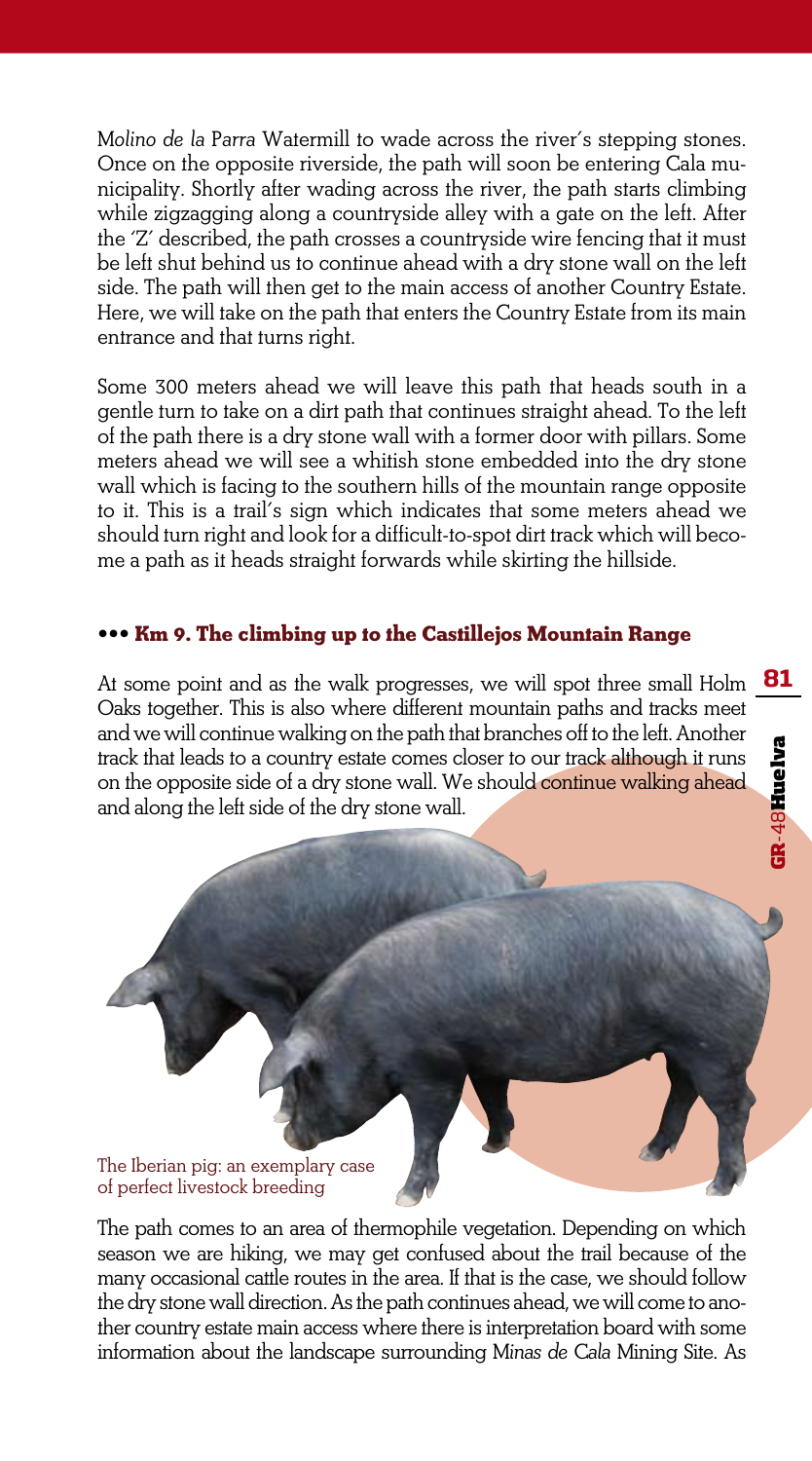*Molino de la Parra* Watermill to wade across the river's stepping stones. Once on the opposite riverside, the path will soon be entering Cala municipality. Shortly after wading across the river, the path starts climbing while zigzagging along a countryside alley with a gate on the left. After the 'Z' described, the path crosses a countryside wire fencing that it must be left shut behind us to continue ahead with a dry stone wall on the left side. The path will then get to the main access of another Country Estate. Here, we will take on the path that enters the Country Estate from its main entrance and that turns right.

Some 300 meters ahead we will leave this path that heads south in a gentle turn to take on a dirt path that continues straight ahead. To the left of the path there is a dry stone wall with a former door with pillars. Some meters ahead we will see a whitish stone embedded into the dry stone wall which is facing to the southern hills of the mountain range opposite to it. This is a trail's sign which indicates that some meters ahead we should turn right and look for a difficult-to-spot dirt track which will become a path as it heads straight forwards while skirting the hillside.

### ••• Km 9. The climbing up to the Castillejos Mountain Range

At some point and as the walk progresses, we will spot three small Holm Oaks together. This is also where different mountain paths and tracks meet and we will continue walking on the path that branches off to the left. Another track that leads to a country estate comes closer to our track although it runs on the opposite side of a dry stone wall. We should continue walking ahead and along the left side of the dry stone wall.

The Iberian pig: an exemplary case of perfect livestock breeding

The path comes to an area of thermophile vegetation. Depending on which season we are hiking, we may get confused about the trail because of the many occasional cattle routes in the area. If that is the case, we should follow the dry stone wall direction. As the path continues ahead, we will come to another country estate main access where there is interpretation board with some information about the landscape surrounding *Minas de Cala* Mining Site. As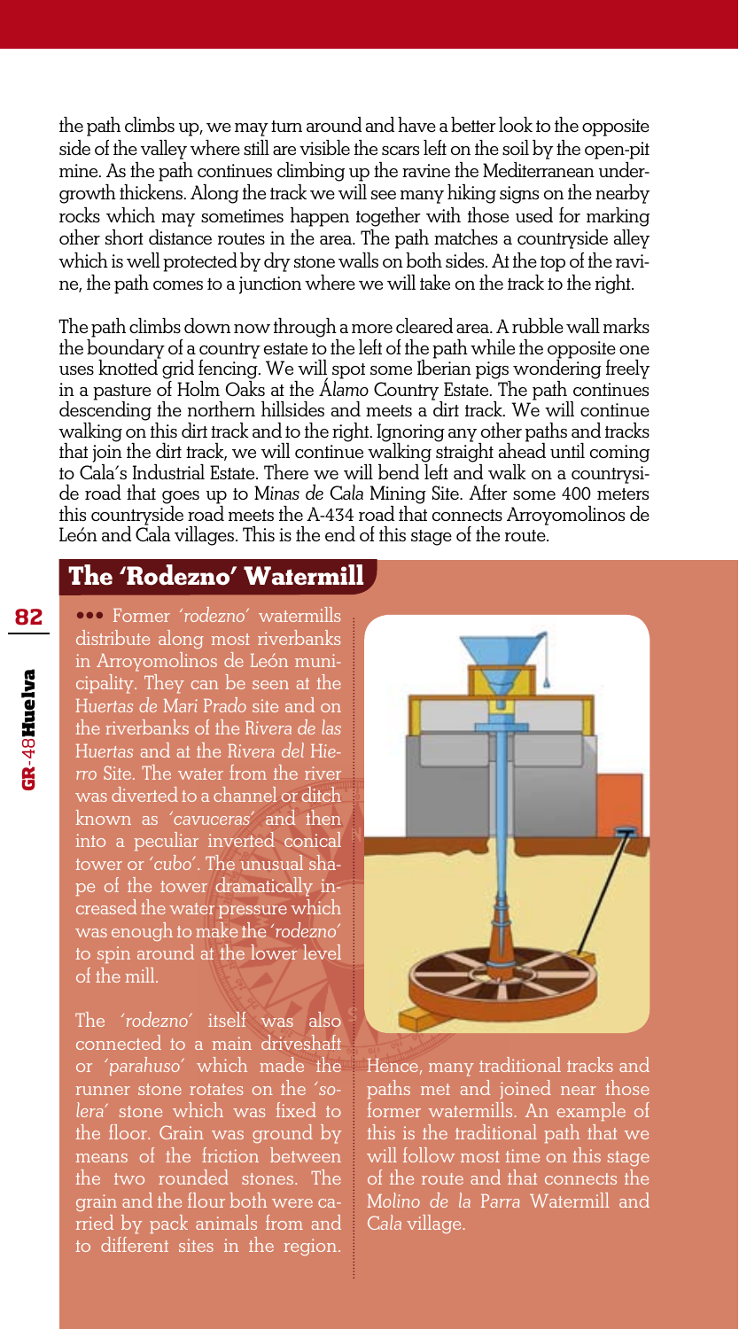the path climbs up, we may turn around and have a better look to the opposite side of the valley where still are visible the scars left on the soil by the open-pit mine. As the path continues climbing up the ravine the Mediterranean undergrowth thickens. Along the track we will see many hiking signs on the nearby rocks which may sometimes happen together with those used for marking other short distance routes in the area. The path matches a countryside alley which is well protected by dry stone walls on both sides. At the top of the ravine, the path comes to a junction where we will take on the track to the right.

The path climbs down now through a more cleared area. A rubble wall marks the boundary of a country estate to the left of the path while the opposite one uses knotted grid fencing. We will spot some Iberian pigs wondering freely in a pasture of Holm Oaks at the *Álamo* Country Estate. The path continues descending the northern hillsides and meets a dirt track. We will continue walking on this dirt track and to the right. Ignoring any other paths and tracks that join the dirt track, we will continue walking straight ahead until coming to Cala´s Industrial Estate. There we will bend left and walk on a countryside road that goes up to *Minas de Cala* Mining Site. After some 400 meters this countryside road meets the A-434 road that connects Arroyomolinos de León and Cala villages. This is the end of this stage of the route.

## The 'Rodezno' Watermill

••• Former *´rodezno´* watermills distribute along most riverbanks in Arroyomolinos de León municipality. They can be seen at the *Huertas de Mari Prado* site and on the riverbanks of the *Rivera de las Huertas* and at the *Rivera del Hierro* Site. The water from the river was diverted to a channel or ditch known as *´cavuceras´* and then into a peculiar inverted conical tower or *´cubo´*. The unusual shape of the tower dramatically increased the water pressure which was enough to make the *´rodezno´* to spin around at the lower level of the mill.

The *´rodezno´* itself was also connected to a main driveshaft or *´parahuso´* which made the runner stone rotates on the *´solera´* stone which was fixed to the floor. Grain was ground by means of the friction between the two rounded stones. The grain and the flour both were carried by pack animals from and to different sites in the region. Hence, many traditional tracks and paths met and joined near those former watermills. An example of this is the traditional path that we will follow most time on this stage of the route and that connects the *Molino de la Parra* Watermill and *Cala* village.